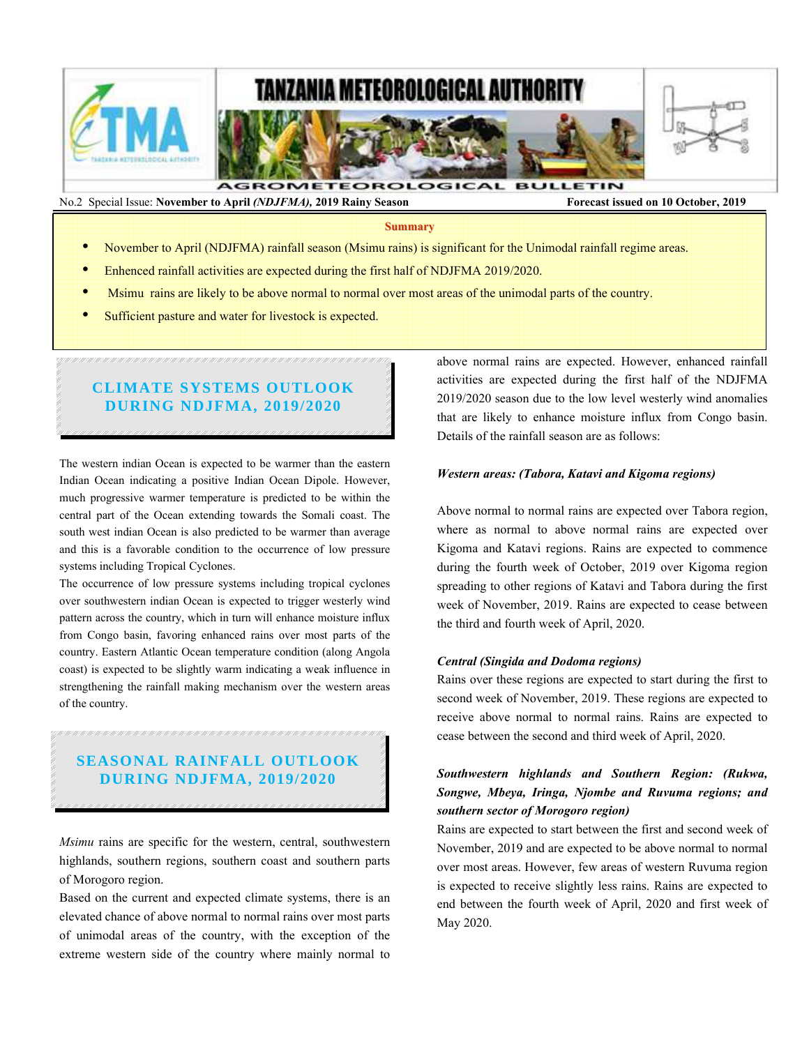# TANZANIA METEOROLOGICAL AUTHORITY

## AGROMETEOROLOGICAL BULLETIN

No.2 Special Issue: **November to April *(NDJFMA)*, 2019 Rainy Season** **Forecast issued on 10 October, 2019**

**Summary**

- November to April (NDJFMA) rainfall season (Msimu rains) is significant for the Unimodal rainfall regime areas.
- Enhanced rainfall activities are expected during the first half of NDJFMA 2019/2020.
- Msimu rains are likely to be above normal to normal over most areas of the unimodal parts of the country.
- Sufficient pasture and water for livestock is expected.

## CLIMATE SYSTEMS OUTLOOK DURING NDJFMA, 2019/2020

The western indian Ocean is expected to be warmer than the eastern Indian Ocean indicating a positive Indian Ocean Dipole. However, much progressive warmer temperature is predicted to be within the central part of the Ocean extending towards the Somali coast. The south west indian Ocean is also predicted to be warmer than average and this is a favorable condition to the occurrence of low pressure systems including Tropical Cyclones.

The occurrence of low pressure systems including tropical cyclones over southwestern indian Ocean is expected to trigger westerly wind pattern across the country, which in turn will enhance moisture influx from Congo basin, favoring enhanced rains over most parts of the country. Eastern Atlantic Ocean temperature condition (along Angola coast) is expected to be slightly warm indicating a weak influence in strengthening the rainfall making mechanism over the western areas of the country.

## SEASONAL RAINFALL OUTLOOK DURING NDJFMA, 2019/2020

*Msimu* rains are specific for the western, central, southwestern highlands, southern regions, southern coast and southern parts of Morogoro region.

Based on the current and expected climate systems, there is an elevated chance of above normal to normal rains over most parts of unimodal areas of the country, with the exception of the extreme western side of the country where mainly normal to above normal rains are expected. However, enhanced rainfall activities are expected during the first half of the NDJFMA 2019/2020 season due to the low level westerly wind anomalies that are likely to enhance moisture influx from Congo basin. Details of the rainfall season are as follows:

***Western areas: (Tabora, Katavi and Kigoma regions)***

Above normal to normal rains are expected over Tabora region, where as normal to above normal rains are expected over Kigoma and Katavi regions. Rains are expected to commence during the fourth week of October, 2019 over Kigoma region spreading to other regions of Katavi and Tabora during the first week of November, 2019. Rains are expected to cease between the third and fourth week of April, 2020.

***Central (Singida and Dodoma regions)***

Rains over these regions are expected to start during the first to second week of November, 2019. These regions are expected to receive above normal to normal rains. Rains are expected to cease between the second and third week of April, 2020.

***Southwestern highlands and Southern Region: (Rukwa, Songwe, Mbeya, Iringa, Njombe and Ruvuma regions; and southern sector of Morogoro region)***

Rains are expected to start between the first and second week of November, 2019 and are expected to be above normal to normal over most areas. However, few areas of western Ruvuma region is expected to receive slightly less rains. Rains are expected to end between the fourth week of April, 2020 and first week of May 2020.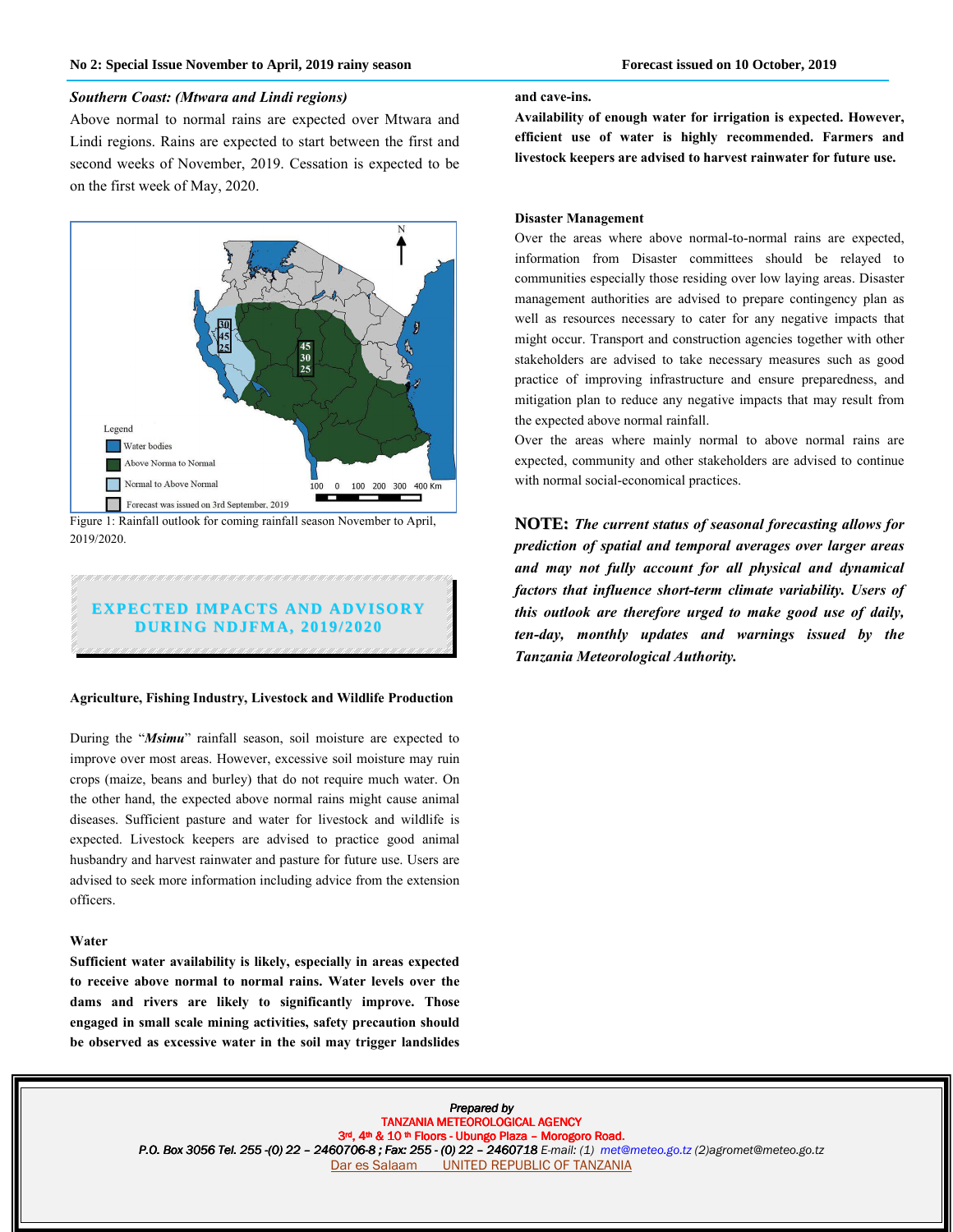### *Southern Coast: (Mtwara and Lindi regions)*

Above normal rains are expected over Mtwara and Lindi regions. Rains are expected to start between the first and second weeks of November, 2019. Cessation is expected to be on the first week of May, 2020.

N

30
45
25

45
30
25

Legend
Water bodies
Above Norma to Normal
Normal to Above Normal
Forecast was issued on 3rd September, 2019

100 0 100 200 300 400 Km

Figure 1: Rainfall outlook for coming rainfall season November to April, 2019/2020.

## EXPECTED IMPACTS AND ADVISORY DURING NDJFMA, 2019/2020

### Agriculture, Fishing Industry, Livestock and Wildlife Production

During the "***Msimu***" rainfall season, soil moisture are expected to improve over most areas. However, excessive soil moisture may ruin crops (maize, beans and burley) that do not require much water. On the other hand, the expected above normal rains might cause animal diseases. Sufficient pasture and water for livestock and wildlife is expected. Livestock keepers are advised to practice good animal husbandry and harvest rainwater and pasture for future use. Users are advised to seek more information including advice from the extension officers.

### Water

**Sufficient water availability is likely, especially in areas expected to receive above normal to normal rains. Water levels over the dams and rivers are likely to significantly improve. Those engaged in small scale mining activities, safety precaution should be observed as excessive water in the soil may trigger landslides and cave-ins.**

**Availability of enough water for irrigation is expected. However, efficient use of water is highly recommended. Farmers and livestock keepers are advised to harvest rainwater for future use.**

### Disaster Management

Over the areas where above normal-to-normal rains are expected, information from Disaster committees should be relayed to communities especially those residing over low laying areas. Disaster management authorities are advised to prepare contingency plan as well as resources necessary to cater for any negative impacts that might occur. Transport and construction agencies together with other stakeholders are advised to take necessary measures such as good practice of improving infrastructure and ensure preparedness, and mitigation plan to reduce any negative impacts that may result from the expected above normal rainfall.

Over the areas where mainly normal to above normal rains are expected, community and other stakeholders are advised to continue with normal social-economical practices.

**NOTE:** ***The current status of seasonal forecasting allows for prediction of spatial and temporal averages over larger areas and may not fully account for all physical and dynamical factors that influence short-term climate variability. Users of this outlook are therefore urged to make good use of daily, ten-day, monthly updates and warnings issued by the Tanzania Meteorological Authority.***

*Prepared by*
TANZANIA METEOROLOGICAL AGENCY
3rd, 4th & 10 th Floors - Ubungo Plaza – Morogoro Road.
*P.O. Box 3056 Tel. 255 -(0) 22 – 2460706-8 ; Fax: 255 - (0) 22 – 2460718 E-mail: (1) met@meteo.go.tz (2)agromet@meteo.go.tz*
Dar es Salaam UNITED REPUBLIC OF TANZANIA